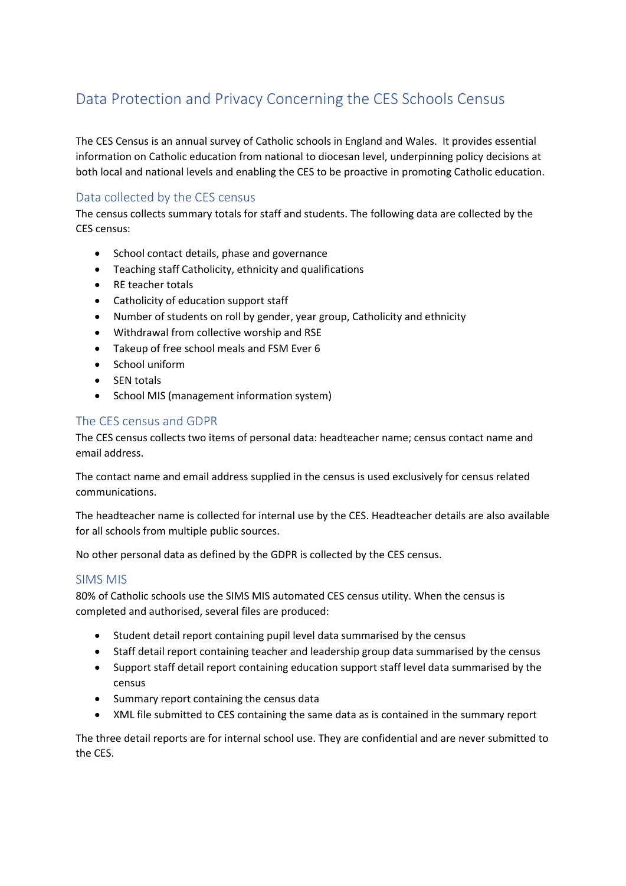# Data Protection and Privacy Concerning the CES Schools Census

The CES Census is an annual survey of Catholic schools in England and Wales. It provides essential information on Catholic education from national to diocesan level, underpinning policy decisions at both local and national levels and enabling the CES to be proactive in promoting Catholic education.

## Data collected by the CES census

The census collects summary totals for staff and students. The following data are collected by the CES census:

- School contact details, phase and governance
- Teaching staff Catholicity, ethnicity and qualifications
- RE teacher totals
- Catholicity of education support staff
- Number of students on roll by gender, year group, Catholicity and ethnicity
- Withdrawal from collective worship and RSE
- Takeup of free school meals and FSM Ever 6
- School uniform
- SEN totals
- School MIS (management information system)

## The CES census and GDPR

The CES census collects two items of personal data: headteacher name; census contact name and email address.

The contact name and email address supplied in the census is used exclusively for census related communications.

The headteacher name is collected for internal use by the CES. Headteacher details are also available for all schools from multiple public sources.

No other personal data as defined by the GDPR is collected by the CES census.

## SIMS MIS

80% of Catholic schools use the SIMS MIS automated CES census utility. When the census is completed and authorised, several files are produced:

- Student detail report containing pupil level data summarised by the census
- Staff detail report containing teacher and leadership group data summarised by the census
- Support staff detail report containing education support staff level data summarised by the census
- Summary report containing the census data
- XML file submitted to CES containing the same data as is contained in the summary report

The three detail reports are for internal school use. They are confidential and are never submitted to the CES.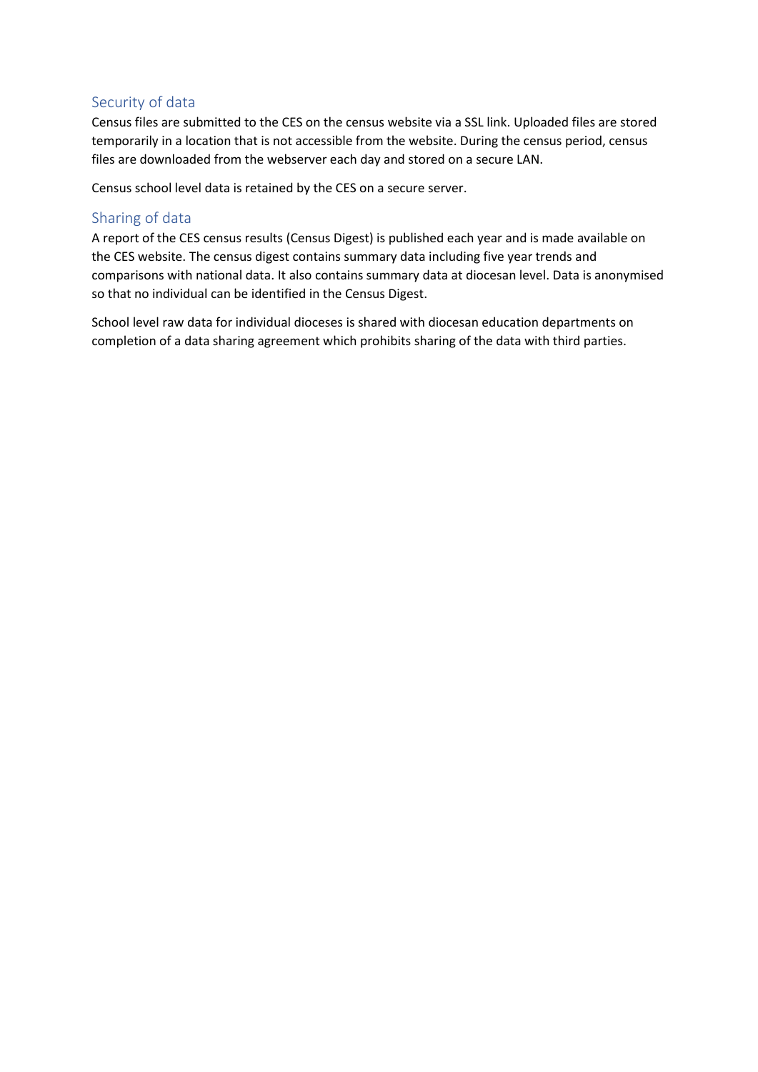## Security of data

Census files are submitted to the CES on the census website via a SSL link. Uploaded files are stored temporarily in a location that is not accessible from the website. During the census period, census files are downloaded from the webserver each day and stored on a secure LAN.

Census school level data is retained by the CES on a secure server.

## Sharing of data

A report of the CES census results (Census Digest) is published each year and is made available on the CES website. The census digest contains summary data including five year trends and comparisons with national data. It also contains summary data at diocesan level. Data is anonymised so that no individual can be identified in the Census Digest.

School level raw data for individual dioceses is shared with diocesan education departments on completion of a data sharing agreement which prohibits sharing of the data with third parties.